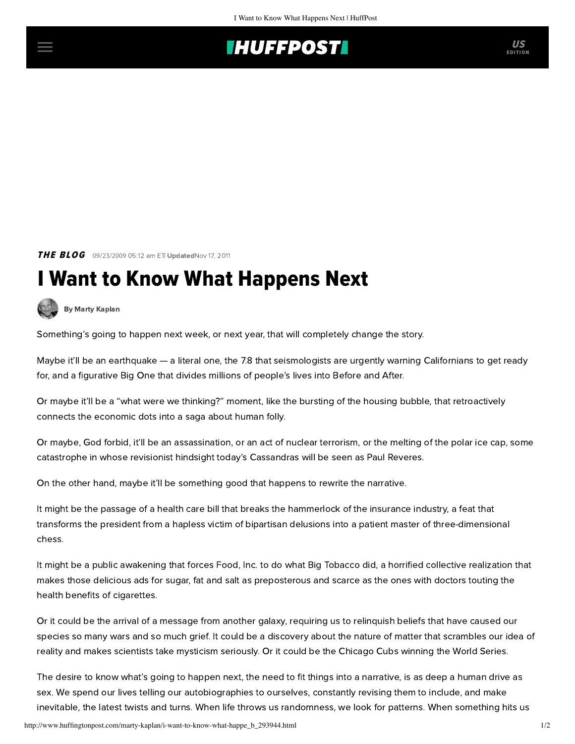THE BLOG 09/23/2009 05:12 am ET | Updated Nov 17, 2011

# I Want to Know What Happens Next

By Marty Kaplan

Something's going to happen next week, or next year, that will completely change the story.

Maybe it'll be an earthquake — a literal one, the 7.8 that seismologists are urgently warning Californians to get ready for, and a figurative Big One that divides millions of people's lives into Before and After.

Or maybe it'll be a "what were we thinking?" moment, like the bursting of the housing bubble, that retroactively connects the economic dots into a saga about human folly.

Or maybe, God forbid, it'll be an assassination, or an act of nuclear terrorism, or the melting of the polar ice cap, some catastrophe in whose revisionist hindsight today's Cassandras will be seen as Paul Reveres.

On the other hand, maybe it'll be something good that happens to rewrite the narrative.

It might be the passage of a health care bill that breaks the hammerlock of the insurance industry, a feat that transforms the president from a hapless victim of bipartisan delusions into a patient master of three-dimensional chess.

It might be a public awakening that forces Food, Inc. to do what Big Tobacco did, a horrified collective realization that makes those delicious ads for sugar, fat and salt as preposterous and scarce as the ones with doctors touting the health benefits of cigarettes.

Or it could be the arrival of a message from another galaxy, requiring us to relinquish beliefs that have caused our species so many wars and so much grief. It could be a discovery about the nature of matter that scrambles our idea of reality and makes scientists take mysticism seriously. Or it could be the Chicago Cubs winning the World Series.

The desire to know what's going to happen next, the need to fit things into a narrative, is as deep a human drive as sex. We spend our lives telling our autobiographies to ourselves, constantly revising them to include, and make inevitable, the latest twists and turns. When life throws us randomness, we look for patterns. When something hits us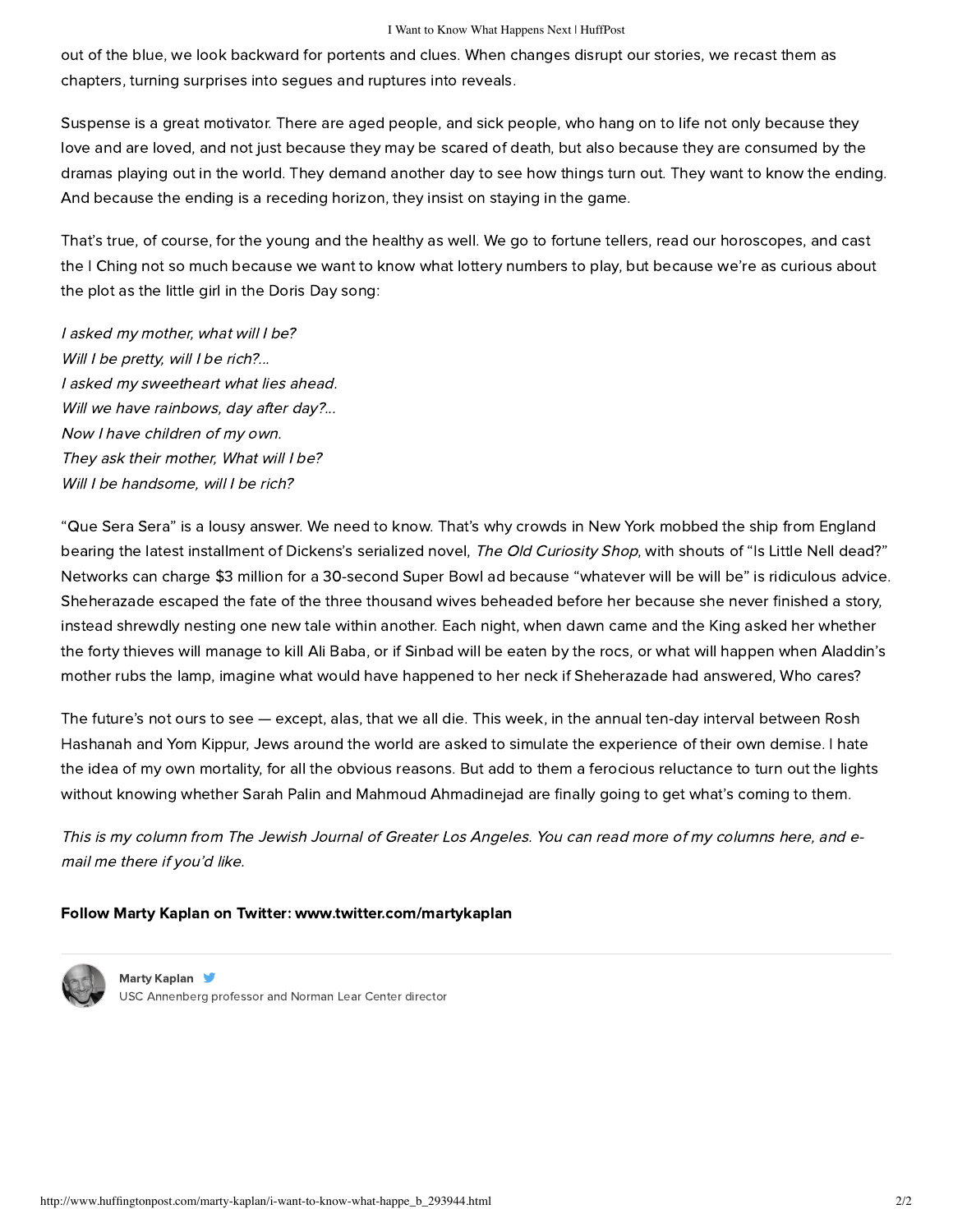out of the blue, we look backward for portents and clues. When changes disrupt our stories, we recast them as chapters, turning surprises into segues and ruptures into reveals.

Suspense is a great motivator. There are aged people, and sick people, who hang on to life not only because they love and are loved, and not just because they may be scared of death, but also because they are consumed by the dramas playing out in the world. They demand another day to see how things turn out. They want to know the ending. And because the ending is a receding horizon, they insist on staying in the game.

That's true, of course, for the young and the healthy as well. We go to fortune tellers, read our horoscopes, and cast the I Ching not so much because we want to know what lottery numbers to play, but because we're as curious about the plot as the little girl in the Doris Day song:

*I asked my mother, what will I be?*
*Will I be pretty, will I be rich?...*
*I asked my sweetheart what lies ahead.*
*Will we have rainbows, day after day?...*
*Now I have children of my own.*
*They ask their mother, What will I be?*
*Will I be handsome, will I be rich?*

"Que Sera Sera" is a lousy answer. We need to know. That's why crowds in New York mobbed the ship from England bearing the latest installment of Dickens's serialized novel, *The Old Curiosity Shop*, with shouts of "Is Little Nell dead?" Networks can charge $3 million for a 30-second Super Bowl ad because "whatever will be will be" is ridiculous advice. Sheherazade escaped the fate of the three thousand wives beheaded before her because she never finished a story, instead shrewdly nesting one new tale within another. Each night, when dawn came and the King asked her whether the forty thieves will manage to kill Ali Baba, or if Sinbad will be eaten by the rocs, or what will happen when Aladdin's mother rubs the lamp, imagine what would have happened to her neck if Sheherazade had answered, Who cares?

The future's not ours to see — except, alas, that we all die. This week, in the annual ten-day interval between Rosh Hashanah and Yom Kippur, Jews around the world are asked to simulate the experience of their own demise. I hate the idea of my own mortality, for all the obvious reasons. But add to them a ferocious reluctance to turn out the lights without knowing whether Sarah Palin and Mahmoud Ahmadinejad are finally going to get what's coming to them.

*This is my column from The Jewish Journal of Greater Los Angeles. You can read more of my columns here, and e-mail me there if you'd like.*

**Follow Marty Kaplan on Twitter: www.twitter.com/martykaplan**

**Marty Kaplan**
USC Annenberg professor and Norman Lear Center director